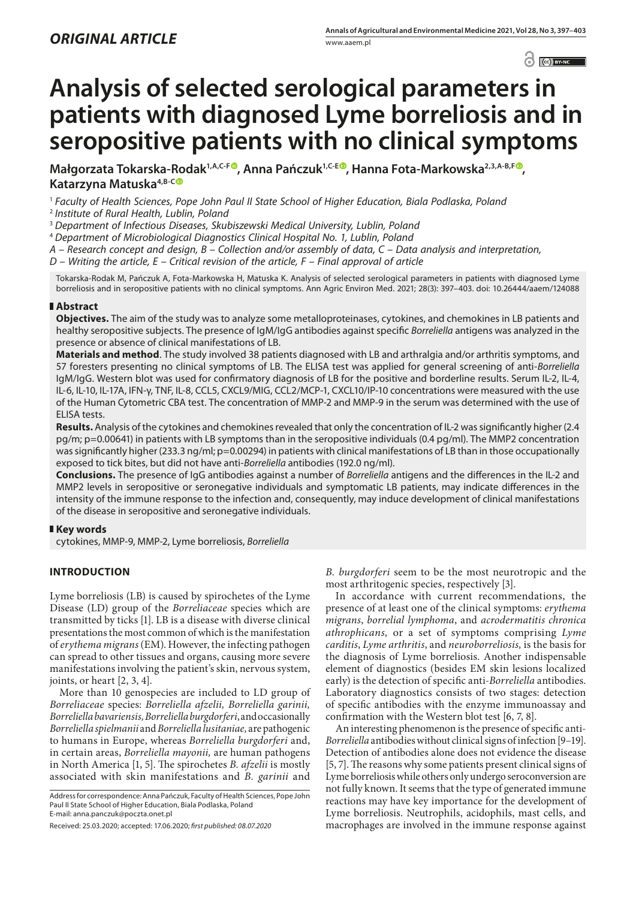*ORIGINAL ARTICLE*

# Analysis of selected serological parameters in patients with diagnosed Lyme borreliosis and in seropositive patients with no clinical symptoms

**Małgorzata Tokarska-Rodak[1,A,C-F], Anna Pańczuk[1,C-E], Hanna Fota-Markowska[2,3,A-B,F], Katarzyna Matuska[4,B-C]**

[1] *Faculty of Health Sciences, Pope John Paul II State School of Higher Education, Biala Podlaska, Poland*
[2] *Institute of Rural Health, Lublin, Poland*
[3] *Department of Infectious Diseases, Skubiszewski Medical University, Lublin, Poland*
[4] *Department of Microbiological Diagnostics Clinical Hospital No. 1, Lublin, Poland*
*A – Research concept and design, B – Collection and/or assembly of data, C – Data analysis and interpretation,*
*D – Writing the article, E – Critical revision of the article, F – Final approval of article*

Tokarska-Rodak M, Pańczuk A, Fota-Markowska H, Matuska K. Analysis of selected serological parameters in patients with diagnosed Lyme borreliosis and in seropositive patients with no clinical symptoms. Ann Agric Environ Med. 2021; 28(3): 397–403. doi: 10.26444/aaem/124088

## Abstract

**Objectives.** The aim of the study was to analyze some metalloproteinases, cytokines, and chemokines in LB patients and healthy seropositive subjects. The presence of IgM/IgG antibodies against specific *Borreliella* antigens was analyzed in the presence or absence of clinical manifestations of LB.

**Materials and method**. The study involved 38 patients diagnosed with LB and arthralgia and/or arthritis symptoms, and 57 foresters presenting no clinical symptoms of LB. The ELISA test was applied for general screening of anti-*Borreliella* IgM/IgG. Western blot was used for confirmatory diagnosis of LB for the positive and borderline results. Serum IL-2, IL-4, IL-6, IL-10, IL-17A, IFN-γ, TNF, IL-8, CCL5, CXCL9/MIG, CCL2/MCP-1, CXCL10/IP-10 concentrations were measured with the use of the Human Cytometric CBA test. The concentration of MMP-2 and MMP-9 in the serum was determined with the use of ELISA tests.

**Results.** Analysis of the cytokines and chemokines revealed that only the concentration of IL-2 was significantly higher (2.4 pg/m; p=0.00641) in patients with LB symptoms than in the seropositive individuals (0.4 pg/ml). The MMP2 concentration was significantly higher (233.3 ng/ml; p=0.00294) in patients with clinical manifestations of LB than in those occupationally exposed to tick bites, but did not have anti-*Borreliella* antibodies (192.0 ng/ml).

**Conclusions.** The presence of IgG antibodies against a number of *Borreliella* antigens and the differences in the IL-2 and MMP2 levels in seropositive or seronegative individuals and symptomatic LB patients, may indicate differences in the intensity of the immune response to the infection and, consequently, may induce development of clinical manifestations of the disease in seropositive and seronegative individuals.

## Key words

cytokines, MMP-9, MMP-2, Lyme borreliosis, *Borreliella*

## INTRODUCTION

Lyme borreliosis (LB) is caused by spirochetes of the Lyme Disease (LD) group of the *Borreliaceae* species which are transmitted by ticks [1]. LB is a disease with diverse clinical presentations the most common of which is the manifestation of *erythema migrans* (EM). However, the infecting pathogen can spread to other tissues and organs, causing more severe manifestations involving the patient's skin, nervous system, joints, or heart [2, 3, 4].

More than 10 genospecies are included to LD group of *Borreliaceae* species: *Borreliella afzelii, Borreliella garinii, Borreliella bavariensis, Borreliella burgdorferi*, and occasionally *Borreliella spielmanii* and *Borreliella lusitaniae,* are pathogenic to humans in Europe, whereas *Borreliella burgdorferi* and, in certain areas, *Borreliella mayonii*, are human pathogens in North America [1, 5]. The spirochetes *B. afzelii* is mostly associated with skin manifestations and *B. garinii* and *B. burgdorferi* seem to be the most neurotropic and the most arthritogenic species, respectively [3].

In accordance with current recommendations, the presence of at least one of the clinical symptoms: *erythema migrans*, *borrelial lymphoma*, and *acrodermatitis chronica athrophicans*, or a set of symptoms comprising *Lyme carditis*, *Lyme arthritis*, and *neuroborreliosis*, is the basis for the diagnosis of Lyme borreliosis. Another indispensable element of diagnostics (besides EM skin lesions localized early) is the detection of specific anti-*Borreliella* antibodies. Laboratory diagnostics consists of two stages: detection of specific antibodies with the enzyme immunoassay and confirmation with the Western blot test [6, 7, 8].

An interesting phenomenon is the presence of specific anti-*Borreliella* antibodies without clinical signs of infection [9–19]. Detection of antibodies alone does not evidence the disease [5, 7]. The reasons why some patients present clinical signs of Lyme borreliosis while others only undergo seroconversion are not fully known. It seems that the type of generated immune reactions may have key importance for the development of Lyme borreliosis. Neutrophils, acidophils, mast cells, and macrophages are involved in the immune response against

Address for correspondence: Anna Pańczuk, Faculty of Health Sciences, Pope John Paul II State School of Higher Education, Biala Podlaska, Poland
E-mail: anna.panczuk@poczta.onet.pl

Received: 25.03.2020; accepted: 17.06.2020; *first published: 08.07.2020*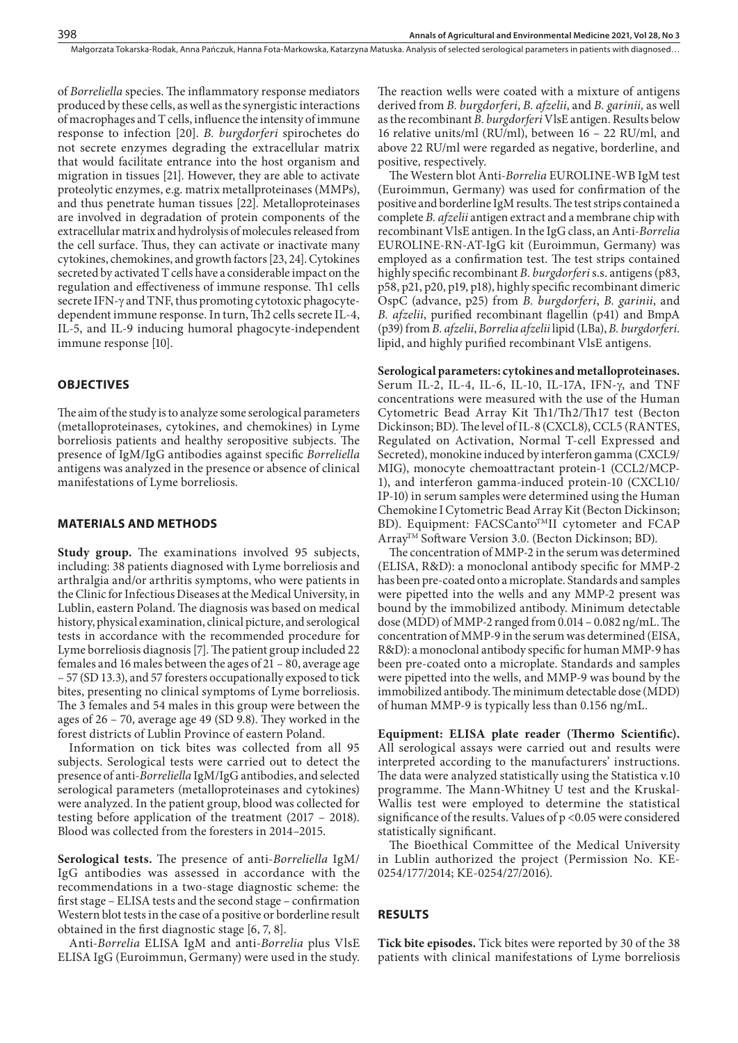of *Borreliella* species. The inflammatory response mediators produced by these cells, as well as the synergistic interactions of macrophages and T cells, influence the intensity of immune response to infection [20]. *B. burgdorferi* spirochetes do not secrete enzymes degrading the extracellular matrix that would facilitate entrance into the host organism and migration in tissues [21]. However, they are able to activate proteolytic enzymes, e.g. matrix metallproteinases (MMPs), and thus penetrate human tissues [22]. Metalloproteinases are involved in degradation of protein components of the extracellular matrix and hydrolysis of molecules released from the cell surface. Thus, they can activate or inactivate many cytokines, chemokines, and growth factors [23, 24]. Cytokines secreted by activated T cells have a considerable impact on the regulation and effectiveness of immune response. Th1 cells secrete IFN-γ and TNF, thus promoting cytotoxic phagocyte-dependent immune response. In turn, Th2 cells secrete IL-4, IL-5, and IL-9 inducing humoral phagocyte-independent immune response [10].

## OBJECTIVES

The aim of the study is to analyze some serological parameters (metalloproteinases, cytokines, and chemokines) in Lyme borreliosis patients and healthy seropositive subjects. The presence of IgM/IgG antibodies against specific *Borreliella* antigens was analyzed in the presence or absence of clinical manifestations of Lyme borreliosis.

## MATERIALS AND METHODS

**Study group.** The examinations involved 95 subjects, including: 38 patients diagnosed with Lyme borreliosis and arthralgia and/or arthritis symptoms, who were patients in the Clinic for Infectious Diseases at the Medical University, in Lublin, eastern Poland. The diagnosis was based on medical history, physical examination, clinical picture, and serological tests in accordance with the recommended procedure for Lyme borreliosis diagnosis [7]. The patient group included 22 females and 16 males between the ages of 21 – 80, average age – 57 (SD 13.3), and 57 foresters occupationally exposed to tick bites, presenting no clinical symptoms of Lyme borreliosis. The 3 females and 54 males in this group were between the ages of 26 – 70, average age 49 (SD 9.8). They worked in the forest districts of Lublin Province of eastern Poland.

Information on tick bites was collected from all 95 subjects. Serological tests were carried out to detect the presence of anti-*Borreliella* IgM/IgG antibodies, and selected serological parameters (metalloproteinases and cytokines) were analyzed. In the patient group, blood was collected for testing before application of the treatment (2017 – 2018). Blood was collected from the foresters in 2014–2015.

**Serological tests.** The presence of anti-*Borreliella* IgM/IgG antibodies was assessed in accordance with the recommendations in a two-stage diagnostic scheme: the first stage – ELISA tests and the second stage – confirmation Western blot tests in the case of a positive or borderline result obtained in the first diagnostic stage [6, 7, 8].

Anti-*Borrelia* ELISA IgM and anti-*Borrelia* plus VlsE ELISA IgG (Euroimmun, Germany) were used in the study. The reaction wells were coated with a mixture of antigens derived from *B. burgdorferi*, *B. afzelii*, and *B. garinii,* as well as the recombinant *B. burgdorferi* VlsE antigen. Results below 16 relative units/ml (RU/ml), between 16 – 22 RU/ml, and above 22 RU/ml were regarded as negative, borderline, and positive, respectively.

The Western blot Anti-*Borrelia* EUROLINE-WB IgM test (Euroimmun, Germany) was used for confirmation of the positive and borderline IgM results. The test strips contained a complete *B. afzelii* antigen extract and a membrane chip with recombinant VlsE antigen. In the IgG class, an Anti-*Borrelia* EUROLINE-RN-AT-IgG kit (Euroimmun, Germany) was employed as a confirmation test. The test strips contained highly specific recombinant *B. burgdorferi* s.s. antigens (p83, p58, p21, p20, p19, p18), highly specific recombinant dimeric OspC (advance, p25) from *B. burgdorferi*, *B. garinii*, and *B. afzelii*, purified recombinant flagellin (p41) and BmpA (p39) from *B. afzelii*, *Borrelia afzelii* lipid (LBa), *B. burgdorferi.* lipid, and highly purified recombinant VlsE antigens.

**Serological parameters: cytokines and metalloproteinases.** Serum IL-2, IL-4, IL-6, IL-10, IL-17A, IFN-γ, and TNF concentrations were measured with the use of the Human Cytometric Bead Array Kit Th1/Th2/Th17 test (Becton Dickinson; BD). The level of IL-8 (CXCL8), CCL5 (RANTES, Regulated on Activation, Normal T-cell Expressed and Secreted), monokine induced by interferon gamma (CXCL9/MIG), monocyte chemoattractant protein-1 (CCL2/MCP-1), and interferon gamma-induced protein-10 (CXCL10/IP-10) in serum samples were determined using the Human Chemokine I Cytometric Bead Array Kit (Becton Dickinson; BD). Equipment: FACSCanto™II cytometer and FCAP Array™ Software Version 3.0. (Becton Dickinson; BD).

The concentration of MMP-2 in the serum was determined (ELISA, R&D): a monoclonal antibody specific for MMP-2 has been pre-coated onto a microplate. Standards and samples were pipetted into the wells and any MMP-2 present was bound by the immobilized antibody. Minimum detectable dose (MDD) of MMP-2 ranged from 0.014 – 0.082 ng/mL. The concentration of MMP-9 in the serum was determined (EISA, R&D): a monoclonal antibody specific for human MMP-9 has been pre-coated onto a microplate. Standards and samples were pipetted into the wells, and MMP-9 was bound by the immobilized antibody. The minimum detectable dose (MDD) of human MMP-9 is typically less than 0.156 ng/mL.

**Equipment: ELISA plate reader (Thermo Scientific).** All serological assays were carried out and results were interpreted according to the manufacturers' instructions. The data were analyzed statistically using the Statistica v.10 programme. The Mann-Whitney U test and the Kruskal-Wallis test were employed to determine the statistical significance of the results. Values of $p < 0.05$ were considered statistically significant.

The Bioethical Committee of the Medical University in Lublin authorized the project (Permission No. KE-0254/177/2014; KE-0254/27/2016).

## RESULTS

**Tick bite episodes.** Tick bites were reported by 30 of the 38 patients with clinical manifestations of Lyme borreliosis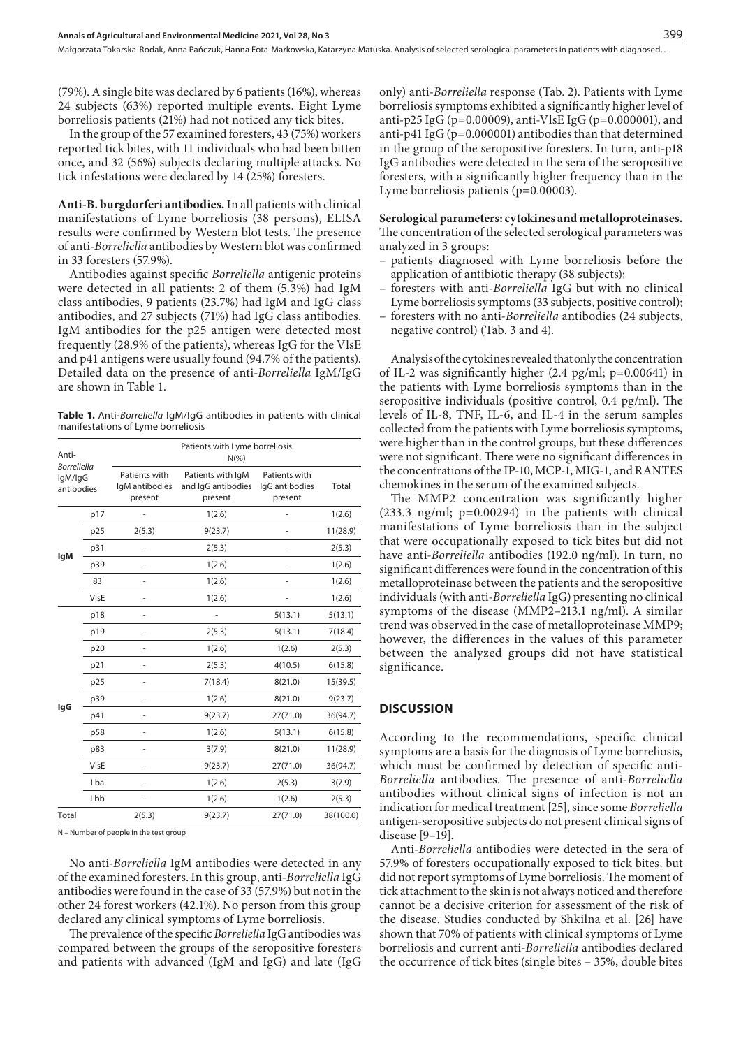(79%). A single bite was declared by 6 patients (16%), whereas 24 subjects (63%) reported multiple events. Eight Lyme borreliosis patients (21%) had not noticed any tick bites.

In the group of the 57 examined foresters, 43 (75%) workers reported tick bites, with 11 individuals who had been bitten once, and 32 (56%) subjects declaring multiple attacks. No tick infestations were declared by 14 (25%) foresters.

**Anti-B. burgdorferi antibodies.** In all patients with clinical manifestations of Lyme borreliosis (38 persons), ELISA results were confirmed by Western blot tests. The presence of anti-*Borreliella* antibodies by Western blot was confirmed in 33 foresters (57.9%).

Antibodies against specific *Borreliella* antigenic proteins were detected in all patients: 2 of them (5.3%) had IgM class antibodies, 9 patients (23.7%) had IgM and IgG class antibodies, and 27 subjects (71%) had IgG class antibodies. IgM antibodies for the p25 antigen were detected most frequently (28.9% of the patients), whereas IgG for the VlsE and p41 antigens were usually found (94.7% of the patients). Detailed data on the presence of anti-*Borreliella* IgM/IgG are shown in Table 1.

**Table 1.** Anti-*Borreliella* IgM/IgG antibodies in patients with clinical manifestations of Lyme borreliosis

| Anti-*Borreliella* IgM/IgG antibodies | | Patients with Lyme borreliosis N(%) | | | |
|---|---|---|---|---|---|
| | | Patients with IgM antibodies present | Patients with IgM and IgG antibodies present | Patients with IgG antibodies present | Total |
| IgM | p17 | - | 1(2.6) | - | 1(2.6) |
| | p25 | 2(5.3) | 9(23.7) | - | 11(28.9) |
| | p31 | - | 2(5.3) | - | 2(5.3) |
| | p39 | - | 1(2.6) | - | 1(2.6) |
| | 83 | - | 1(2.6) | - | 1(2.6) |
| | VlsE | - | 1(2.6) | - | 1(2.6) |
| IgG | p18 | - | - | 5(13.1) | 5(13.1) |
| | p19 | - | 2(5.3) | 5(13.1) | 7(18.4) |
| | p20 | - | 1(2.6) | 1(2.6) | 2(5.3) |
| | p21 | - | 2(5.3) | 4(10.5) | 6(15.8) |
| | p25 | - | 7(18.4) | 8(21.0) | 15(39.5) |
| | p39 | - | 1(2.6) | 8(21.0) | 9(23.7) |
| | p41 | - | 9(23.7) | 27(71.0) | 36(94.7) |
| | p58 | - | 1(2.6) | 5(13.1) | 6(15.8) |
| | p83 | - | 3(7.9) | 8(21.0) | 11(28.9) |
| | VlsE | - | 9(23.7) | 27(71.0) | 36(94.7) |
| | Lba | - | 1(2.6) | 2(5.3) | 3(7.9) |
| | Lbb | - | 1(2.6) | 1(2.6) | 2(5.3) |
| Total | | 2(5.3) | 9(23.7) | 27(71.0) | 38(100.0) |

N – Number of people in the test group

No anti-*Borreliella* IgM antibodies were detected in any of the examined foresters. In this group, anti-*Borreliella* IgG antibodies were found in the case of 33 (57.9%) but not in the other 24 forest workers (42.1%). No person from this group declared any clinical symptoms of Lyme borreliosis.

The prevalence of the specific *Borreliella* IgG antibodies was compared between the groups of the seropositive foresters and patients with advanced (IgM and IgG) and late (IgG only) anti-*Borreliella* response (Tab. 2). Patients with Lyme borreliosis symptoms exhibited a significantly higher level of anti-p25 IgG (p=0.00009), anti-VlsE IgG (p=0.000001), and anti-p41 IgG (p=0.000001) antibodies than that determined in the group of the seropositive foresters. In turn, anti-p18 IgG antibodies were detected in the sera of the seropositive foresters, with a significantly higher frequency than in the Lyme borreliosis patients (p=0.00003).

**Serological parameters: cytokines and metalloproteinases.** The concentration of the selected serological parameters was analyzed in 3 groups:

- patients diagnosed with Lyme borreliosis before the application of antibiotic therapy (38 subjects);
- foresters with anti-*Borreliella* IgG but with no clinical Lyme borreliosis symptoms (33 subjects, positive control);
- foresters with no anti-*Borreliella* antibodies (24 subjects, negative control) (Tab. 3 and 4).

Analysis of the cytokines revealed that only the concentration of IL-2 was significantly higher (2.4 pg/ml; p=0.00641) in the patients with Lyme borreliosis symptoms than in the seropositive individuals (positive control, 0.4 pg/ml). The levels of IL-8, TNF, IL-6, and IL-4 in the serum samples collected from the patients with Lyme borreliosis symptoms, were higher than in the control groups, but these differences were not significant. There were no significant differences in the concentrations of the IP-10, MCP-1, MIG-1, and RANTES chemokines in the serum of the examined subjects.

The MMP2 concentration was significantly higher (233.3 ng/ml; p=0.00294) in the patients with clinical manifestations of Lyme borreliosis than in the subject that were occupationally exposed to tick bites but did not have anti-*Borreliella* antibodies (192.0 ng/ml). In turn, no significant differences were found in the concentration of this metalloproteinase between the patients and the seropositive individuals (with anti-*Borreliella* IgG) presenting no clinical symptoms of the disease (MMP2–213.1 ng/ml). A similar trend was observed in the case of metalloproteinase MMP9; however, the differences in the values of this parameter between the analyzed groups did not have statistical significance.

## DISCUSSION

According to the recommendations, specific clinical symptoms are a basis for the diagnosis of Lyme borreliosis, which must be confirmed by detection of specific anti-*Borreliella* antibodies. The presence of anti-*Borreliella* antibodies without clinical signs of infection is not an indication for medical treatment [25], since some *Borreliella* antigen-seropositive subjects do not present clinical signs of disease [9–19].

Anti-*Borreliella* antibodies were detected in the sera of 57.9% of foresters occupationally exposed to tick bites, but did not report symptoms of Lyme borreliosis. The moment of tick attachment to the skin is not always noticed and therefore cannot be a decisive criterion for assessment of the risk of the disease. Studies conducted by Shkilna et al. [26] have shown that 70% of patients with clinical symptoms of Lyme borreliosis and current anti-*Borreliella* antibodies declared the occurrence of tick bites (single bites – 35%, double bites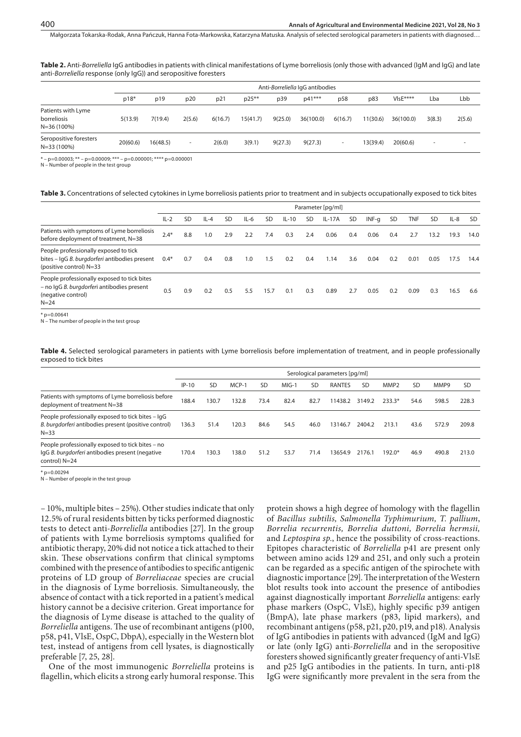**Table 2.** Anti-*Borreliella* IgG antibodies in patients with clinical manifestations of Lyme borreliosis (only those with advanced (IgM and IgG) and late anti-*Borreliella* response (only IgG)) and seropositive foresters

| | Anti-*Borreliella* IgG antibodies | | | | | | | | | | | |
|---|---|---|---|---|---|---|---|---|---|---|---|---|
| | p18* | p19 | p20 | p21 | p25** | p39 | p41*** | p58 | p83 | VlsE**** | Lba | Lbb |
| Patients with Lyme borreliosis N=36 (100%) | 5(13.9) | 7(19.4) | 2(5.6) | 6(16.7) | 15(41.7) | 9(25.0) | 36(100.0) | 6(16.7) | 11(30.6) | 36(100.0) | 3(8.3) | 2(5.6) |
| Seropositive foresters N=33 (100%) | 20(60.6) | 16(48.5) | - | 2(6.0) | 3(9.1) | 9(27.3) | 9(27.3) | - | 13(39.4) | 20(60.6) | - | - |

* – p=0.00003; ** – p=0.000009; *** – p=0.000001; **** p=0.000001
N – Number of people in the test group

**Table 3.** Concentrations of selected cytokines in Lyme borreliosis patients prior to treatment and in subjects occupationally exposed to tick bites

| | Parameter [pg/ml] | | | | | | | | | | | | | | | |
|---|---|---|---|---|---|---|---|---|---|---|---|---|---|---|---|---|
| | IL-2 | SD | IL-4 | SD | IL-6 | SD | IL-10 | SD | IL-17A | SD | INF-g | SD | TNF | SD | IL-8 | SD |
| Patients with symptoms of Lyme borreliosis before deployment of treatment, N=38 | 2.4* | 8.8 | 1.0 | 2.9 | 2.2 | 7.4 | 0.3 | 2.4 | 0.06 | 0.4 | 0.06 | 0.4 | 2.7 | 13.2 | 19.3 | 14.0 |
| People professionally exposed to tick bites – IgG *B. burgdorferi* antibodies present (positive control) N=33 | 0.4* | 0.7 | 0.4 | 0.8 | 1.0 | 1.5 | 0.2 | 0.4 | 1.14 | 3.6 | 0.04 | 0.2 | 0.01 | 0.05 | 17.5 | 14.4 |
| People professionally exposed to tick bites – no IgG *B. burgdorfer*i antibodies present (negative control) N=24 | 0.5 | 0.9 | 0.2 | 0.5 | 5.5 | 15.7 | 0.1 | 0.3 | 0.89 | 2.7 | 0.05 | 0.2 | 0.09 | 0.3 | 16.5 | 6.6 |

* p=0.00641
N – The number of people in the test group

**Table 4.** Selected serological parameters in patients with Lyme borreliosis before implementation of treatment, and in people professionally exposed to tick bites

| | Serological parameters [pg/ml] | | | | | | | | | | | |
|---|---|---|---|---|---|---|---|---|---|---|---|---|
| | IP-10 | SD | MCP-1 | SD | MIG-1 | SD | RANTES | SD | MMP2 | SD | MMP9 | SD |
| Patients with symptoms of Lyme borreliosis before deployment of treatment N=38 | 188.4 | 130.7 | 132.8 | 73.4 | 82.4 | 82.7 | 11438.2 | 3149.2 | 233.3* | 54.6 | 598.5 | 228.3 |
| People professionally exposed to tick bites – IgG *B. burgdorferi* antibodies present (positive control) N=33 | 136.3 | 51.4 | 120.3 | 84.6 | 54.5 | 46.0 | 13146.7 | 2404.2 | 213.1 | 43.6 | 572.9 | 209.8 |
| People professionally exposed to tick bites – no IgG *B. burgdorferi* antibodies present (negative control) N=24 | 170.4 | 130.3 | 138.0 | 51.2 | 53.7 | 71.4 | 13654.9 | 2176.1 | 192.0* | 46.9 | 490.8 | 213.0 |

* p=0.00294
N – Number of people in the test group

– 10%, multiple bites – 25%). Other studies indicate that only 12.5% of rural residents bitten by ticks performed diagnostic tests to detect anti-*Borreliella* antibodies [27]. In the group of patients with Lyme borreliosis symptoms qualified for antibiotic therapy, 20% did not notice a tick attached to their skin. These observations confirm that clinical symptoms combined with the presence of antibodies to specific antigenic proteins of LD group of *Borreliaceae* species are crucial in the diagnosis of Lyme borreliosis. Simultaneously, the absence of contact with a tick reported in a patient's medical history cannot be a decisive criterion. Great importance for the diagnosis of Lyme disease is attached to the quality of *Borreliella* antigens. The use of recombinant antigens (p100, p58, p41, VlsE, OspC, DbpA), especially in the Western blot test, instead of antigens from cell lysates, is diagnostically preferable [7, 25, 28].

One of the most immunogenic *Borreliella* proteins is flagellin, which elicits a strong early humoral response. This protein shows a high degree of homology with the flagellin of *Bacillus subtilis, Salmonella Typhimurium, T. pallium*, *Borrelia recurrentis, Borrelia duttoni, Borrelia hermsii,* and *Leptospira sp.*, hence the possibility of cross-reactions. Epitopes characteristic of *Borreliella* p41 are present only between amino acids 129 and 251, and only such a protein can be regarded as a specific antigen of the spirochete with diagnostic importance [29]. The interpretation of the Western blot results took into account the presence of antibodies against diagnostically important *Borreliella* antigens: early phase markers (OspC, VlsE), highly specific p39 antigen (BmpA), late phase markers (p83, lipid markers), and recombinant antigens (p58, p21, p20, p19, and p18). Analysis of IgG antibodies in patients with advanced (IgM and IgG) or late (only IgG) anti-*Borreliella* and in the seropositive foresters showed significantly greater frequency of anti-VlsE and p25 IgG antibodies in the patients. In turn, anti-p18 IgG were significantly more prevalent in the sera from the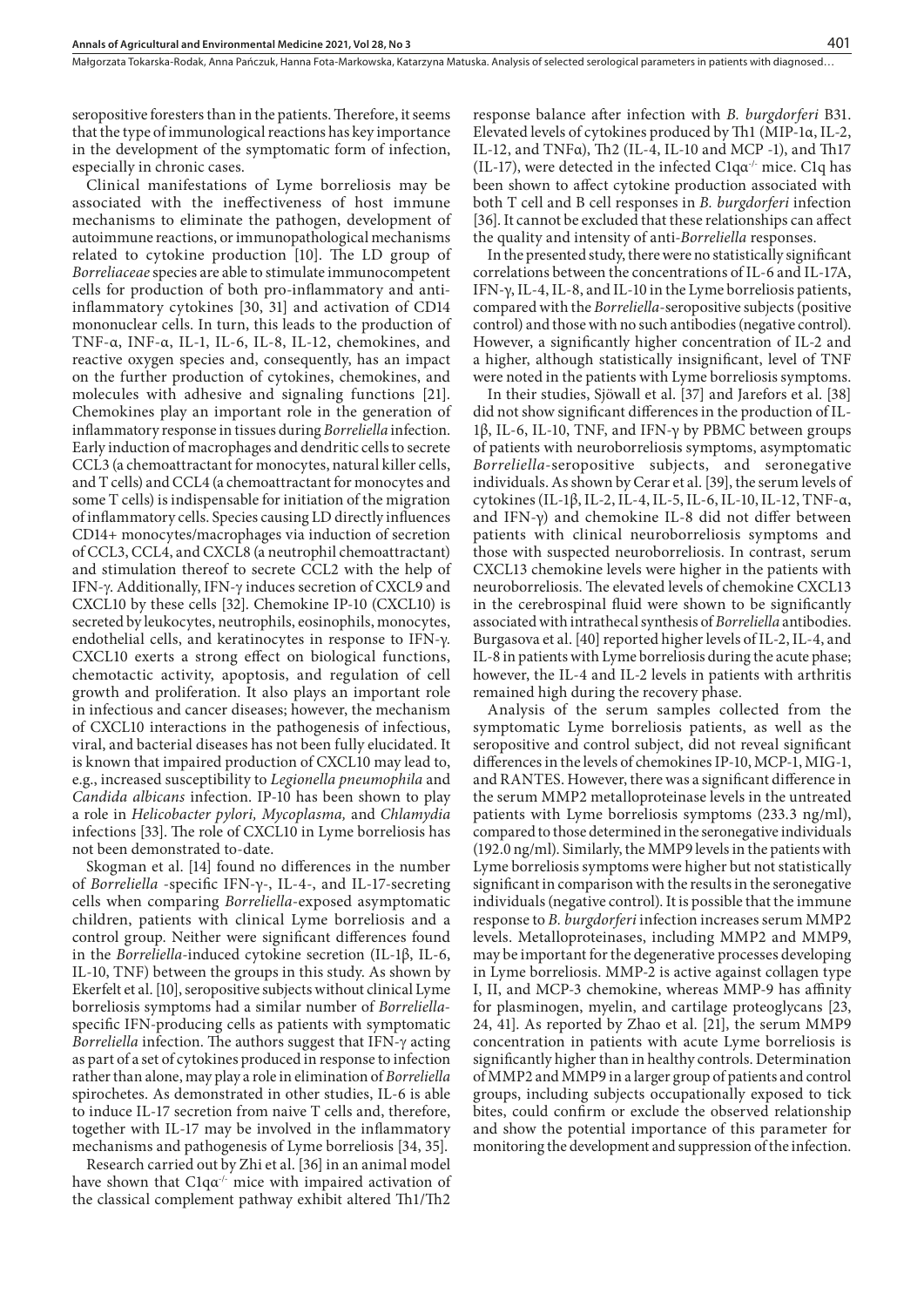seropositive foresters than in the patients. Therefore, it seems that the type of immunological reactions has key importance in the development of the symptomatic form of infection, especially in chronic cases.

Clinical manifestations of Lyme borreliosis may be associated with the ineffectiveness of host immune mechanisms to eliminate the pathogen, development of autoimmune reactions, or immunopathological mechanisms related to cytokine production [10]. The LD group of *Borreliaceae* species are able to stimulate immunocompetent cells for production of both pro-inflammatory and anti-inflammatory cytokines [30, 31] and activation of CD14 mononuclear cells. In turn, this leads to the production of TNF-α, INF-α, IL-1, IL-6, IL-8, IL-12, chemokines, and reactive oxygen species and, consequently, has an impact on the further production of cytokines, chemokines, and molecules with adhesive and signaling functions [21]. Chemokines play an important role in the generation of inflammatory response in tissues during *Borreliella* infection. Early induction of macrophages and dendritic cells to secrete CCL3 (a chemoattractant for monocytes, natural killer cells, and T cells) and CCL4 (a chemoattractant for monocytes and some T cells) is indispensable for initiation of the migration of inflammatory cells. Species causing LD directly influences CD14+ monocytes/macrophages via induction of secretion of CCL3, CCL4, and CXCL8 (a neutrophil chemoattractant) and stimulation thereof to secrete CCL2 with the help of IFN-γ. Additionally, IFN-γ induces secretion of CXCL9 and CXCL10 by these cells [32]. Chemokine IP-10 (CXCL10) is secreted by leukocytes, neutrophils, eosinophils, monocytes, endothelial cells, and keratinocytes in response to IFN-γ. CXCL10 exerts a strong effect on biological functions, chemotactic activity, apoptosis, and regulation of cell growth and proliferation. It also plays an important role in infectious and cancer diseases; however, the mechanism of CXCL10 interactions in the pathogenesis of infectious, viral, and bacterial diseases has not been fully elucidated. It is known that impaired production of CXCL10 may lead to, e.g., increased susceptibility to *Legionella pneumophila* and *Candida albicans* infection. IP-10 has been shown to play a role in *Helicobacter pylori, Mycoplasma,* and *Chlamydia* infections [33]. The role of CXCL10 in Lyme borreliosis has not been demonstrated to-date.

Skogman et al. [14] found no differences in the number of *Borreliella* -specific IFN-γ-, IL-4-, and IL-17-secreting cells when comparing *Borreliella*-exposed asymptomatic children, patients with clinical Lyme borreliosis and a control group. Neither were significant differences found in the *Borreliella*-induced cytokine secretion (IL-1β, IL-6, IL-10, TNF) between the groups in this study. As shown by Ekerfelt et al. [10], seropositive subjects without clinical Lyme borreliosis symptoms had a similar number of *Borreliella*-specific IFN-producing cells as patients with symptomatic *Borreliella* infection. The authors suggest that IFN-γ acting as part of a set of cytokines produced in response to infection rather than alone, may play a role in elimination of *Borreliella* spirochetes. As demonstrated in other studies, IL-6 is able to induce IL-17 secretion from naive T cells and, therefore, together with IL-17 may be involved in the inflammatory mechanisms and pathogenesis of Lyme borreliosis [34, 35].

Research carried out by Zhi et al. [36] in an animal model have shown that $C1q\alpha^{-/-}$ mice with impaired activation of the classical complement pathway exhibit altered Th1/Th2 response balance after infection with *B. burgdorferi* B31. Elevated levels of cytokines produced by Th1 (MIP-1α, IL-2, IL-12, and TNFα), Th2 (IL-4, IL-10 and MCP -1), and Th17 (IL-17), were detected in the infected $C1q\alpha^{-/-}$ mice. C1q has been shown to affect cytokine production associated with both T cell and B cell responses in *B. burgdorferi* infection [36]. It cannot be excluded that these relationships can affect the quality and intensity of anti-*Borreliella* responses.

In the presented study, there were no statistically significant correlations between the concentrations of IL-6 and IL-17A, IFN-γ, IL-4, IL-8, and IL-10 in the Lyme borreliosis patients, compared with the *Borreliella*-seropositive subjects (positive control) and those with no such antibodies (negative control). However, a significantly higher concentration of IL-2 and a higher, although statistically insignificant, level of TNF were noted in the patients with Lyme borreliosis symptoms.

In their studies, Sjöwall et al. [37] and Jarefors et al. [38] did not show significant differences in the production of IL-1β, IL-6, IL-10, TNF, and IFN-γ by PBMC between groups of patients with neuroborreliosis symptoms, asymptomatic *Borreliella*-seropositive subjects, and seronegative individuals. As shown by Cerar et al. [39], the serum levels of cytokines (IL-1β, IL-2, IL-4, IL-5, IL-6, IL-10, IL-12, TNF-α, and IFN-γ) and chemokine IL-8 did not differ between patients with clinical neuroborreliosis symptoms and those with suspected neuroborreliosis. In contrast, serum CXCL13 chemokine levels were higher in the patients with neuroborreliosis. The elevated levels of chemokine CXCL13 in the cerebrospinal fluid were shown to be significantly associated with intrathecal synthesis of *Borreliella* antibodies. Burgasova et al. [40] reported higher levels of IL-2, IL-4, and IL-8 in patients with Lyme borreliosis during the acute phase; however, the IL-4 and IL-2 levels in patients with arthritis remained high during the recovery phase.

Analysis of the serum samples collected from the symptomatic Lyme borreliosis patients, as well as the seropositive and control subject, did not reveal significant differences in the levels of chemokines IP-10, MCP-1, MIG-1, and RANTES. However, there was a significant difference in the serum MMP2 metalloproteinase levels in the untreated patients with Lyme borreliosis symptoms (233.3 ng/ml), compared to those determined in the seronegative individuals (192.0 ng/ml). Similarly, the MMP9 levels in the patients with Lyme borreliosis symptoms were higher but not statistically significant in comparison with the results in the seronegative individuals (negative control). It is possible that the immune response to *B. burgdorferi* infection increases serum MMP2 levels. Metalloproteinases, including MMP2 and MMP9, may be important for the degenerative processes developing in Lyme borreliosis. MMP-2 is active against collagen type I, II, and MCP-3 chemokine, whereas MMP-9 has affinity for plasminogen, myelin, and cartilage proteoglycans [23, 24, 41]. As reported by Zhao et al. [21], the serum MMP9 concentration in patients with acute Lyme borreliosis is significantly higher than in healthy controls. Determination of MMP2 and MMP9 in a larger group of patients and control groups, including subjects occupationally exposed to tick bites, could confirm or exclude the observed relationship and show the potential importance of this parameter for monitoring the development and suppression of the infection.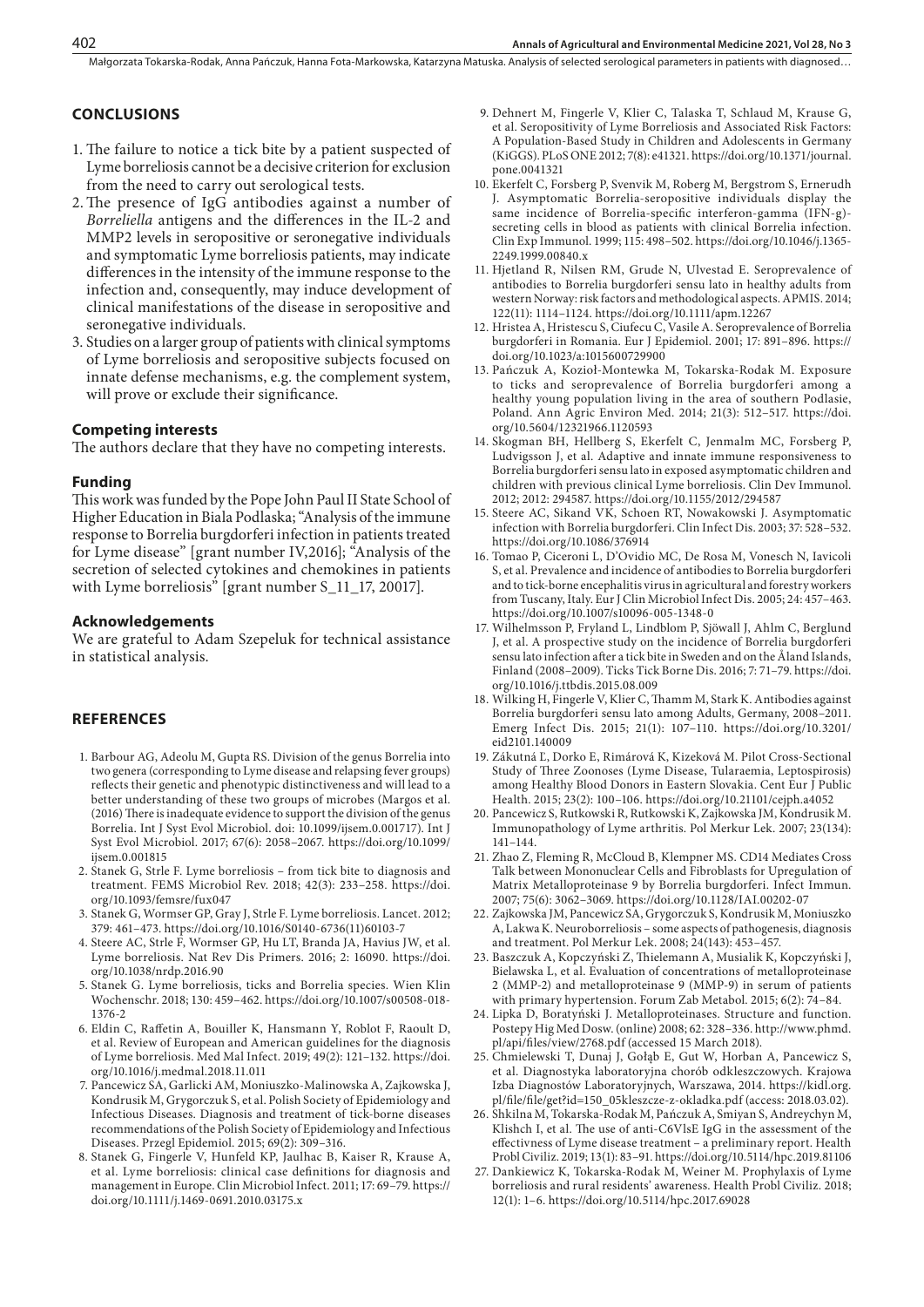## CONCLUSIONS

1. The failure to notice a tick bite by a patient suspected of Lyme borreliosis cannot be a decisive criterion for exclusion from the need to carry out serological tests.
2. The presence of IgG antibodies against a number of *Borreliella* antigens and the differences in the IL-2 and MMP2 levels in seropositive or seronegative individuals and symptomatic Lyme borreliosis patients, may indicate differences in the intensity of the immune response to the infection and, consequently, may induce development of clinical manifestations of the disease in seropositive and seronegative individuals.
3. Studies on a larger group of patients with clinical symptoms of Lyme borreliosis and seropositive subjects focused on innate defense mechanisms, e.g. the complement system, will prove or exclude their significance.

### Competing interests

The authors declare that they have no competing interests.

### Funding

This work was funded by the Pope John Paul II State School of Higher Education in Biala Podlaska; "Analysis of the immune response to Borrelia burgdorferi infection in patients treated for Lyme disease" [grant number IV,2016]; "Analysis of the secretion of selected cytokines and chemokines in patients with Lyme borreliosis" [grant number S_11_17, 20017].

### Acknowledgements

We are grateful to Adam Szepeluk for technical assistance in statistical analysis.

## REFERENCES

1. Barbour AG, Adeolu M, Gupta RS. Division of the genus Borrelia into two genera (corresponding to Lyme disease and relapsing fever groups) reflects their genetic and phenotypic distinctiveness and will lead to a better understanding of these two groups of microbes (Margos et al. (2016) There is inadequate evidence to support the division of the genus Borrelia. Int J Syst Evol Microbiol. doi: 10.1099/ijsem.0.001717). Int J Syst Evol Microbiol. 2017; 67(6): 2058–2067. https://doi.org/10.1099/ijsem.0.001815
2. Stanek G, Strle F. Lyme borreliosis – from tick bite to diagnosis and treatment. FEMS Microbiol Rev. 2018; 42(3): 233–258. https://doi.org/10.1093/femsre/fux047
3. Stanek G, Wormser GP, Gray J, Strle F. Lyme borreliosis. Lancet. 2012; 379: 461–473. https://doi.org/10.1016/S0140-6736(11)60103-7
4. Steere AC, Strle F, Wormser GP, Hu LT, Branda JA, Havius JW, et al. Lyme borreliosis. Nat Rev Dis Primers. 2016; 2: 16090. https://doi.org/10.1038/nrdp.2016.90
5. Stanek G. Lyme borreliosis, ticks and Borrelia species. Wien Klin Wochenschr. 2018; 130: 459–462. https://doi.org/10.1007/s00508-018-1376-2
6. Eldin C, Raffetin A, Bouiller K, Hansmann Y, Roblot F, Raoult D, et al. Review of European and American guidelines for the diagnosis of Lyme borreliosis. Med Mal Infect. 2019; 49(2): 121–132. https://doi.org/10.1016/j.medmal.2018.11.011
7. Pancewicz SA, Garlicki AM, Moniuszko-Malinowska A, Zajkowska J, Kondrusik M, Grygorczuk S, et al. Polish Society of Epidemiology and Infectious Diseases. Diagnosis and treatment of tick-borne diseases recommendations of the Polish Society of Epidemiology and Infectious Diseases. Przegl Epidemiol. 2015; 69(2): 309–316.
8. Stanek G, Fingerle V, Hunfeld KP, Jaulhac B, Kaiser R, Krause A, et al. Lyme borreliosis: clinical case definitions for diagnosis and management in Europe. Clin Microbiol Infect. 2011; 17: 69–79. https://doi.org/10.1111/j.1469-0691.2010.03175.x
9. Dehnert M, Fingerle V, Klier C, Talaska T, Schlaud M, Krause G, et al. Seropositivity of Lyme Borreliosis and Associated Risk Factors: A Population-Based Study in Children and Adolescents in Germany (KiGGS). PLoS ONE 2012; 7(8): e41321. https://doi.org/10.1371/journal.pone.0041321
10. Ekerfelt C, Forsberg P, Svenvik M, Roberg M, Bergstrom S, Ernerudh J. Asymptomatic Borrelia-seropositive individuals display the same incidence of Borrelia-specific interferon-gamma (IFN-g)-secreting cells in blood as patients with clinical Borrelia infection. Clin Exp Immunol. 1999; 115: 498–502. https://doi.org/10.1046/j.1365-2249.1999.00840.x
11. Hjetland R, Nilsen RM, Grude N, Ulvestad E. Seroprevalence of antibodies to Borrelia burgdorferi sensu lato in healthy adults from western Norway: risk factors and methodological aspects. APMIS. 2014; 122(11): 1114–1124. https://doi.org/10.1111/apm.12267
12. Hristea A, Hristescu S, Ciufecu C, Vasile A. Seroprevalence of Borrelia burgdorferi in Romania. Eur J Epidemiol. 2001; 17: 891–896. https://doi.org/10.1023/a:1015600729900
13. Pańczuk A, Kozioł-Montewka M, Tokarska-Rodak M. Exposure to ticks and seroprevalence of Borrelia burgdorferi among a healthy young population living in the area of southern Podlasie, Poland. Ann Agric Environ Med. 2014; 21(3): 512–517. https://doi.org/10.5604/12321966.1120593
14. Skogman BH, Hellberg S, Ekerfelt C, Jenmalm MC, Forsberg P, Ludvigsson J, et al. Adaptive and innate immune responsiveness to Borrelia burgdorferi sensu lato in exposed asymptomatic children and children with previous clinical Lyme borreliosis. Clin Dev Immunol. 2012; 2012: 294587. https://doi.org/10.1155/2012/294587
15. Steere AC, Sikand VK, Schoen RT, Nowakowski J. Asymptomatic infection with Borrelia burgdorferi. Clin Infect Dis. 2003; 37: 528–532. https://doi.org/10.1086/376914
16. Tomao P, Ciceroni L, D'Ovidio MC, De Rosa M, Vonesch N, Iavicoli S, et al. Prevalence and incidence of antibodies to Borrelia burgdorferi and to tick-borne encephalitis virus in agricultural and forestry workers from Tuscany, Italy. Eur J Clin Microbiol Infect Dis. 2005; 24: 457–463. https://doi.org/10.1007/s10096-005-1348-0
17. Wilhelmsson P, Fryland L, Lindblom P, Sjöwall J, Ahlm C, Berglund J, et al. A prospective study on the incidence of Borrelia burgdorferi sensu lato infection after a tick bite in Sweden and on the Åland Islands, Finland (2008–2009). Ticks Tick Borne Dis. 2016; 7: 71–79. https://doi.org/10.1016/j.ttbdis.2015.08.009
18. Wilking H, Fingerle V, Klier C, Thamm M, Stark K. Antibodies against Borrelia burgdorferi sensu lato among Adults, Germany, 2008–2011. Emerg Infect Dis. 2015; 21(1): 107–110. https://doi.org/10.3201/eid2101.140009
19. Zákutná Ľ, Dorko E, Rimárová K, Kizeková M. Pilot Cross-Sectional Study of Three Zoonoses (Lyme Disease, Tularaemia, Leptospirosis) among Healthy Blood Donors in Eastern Slovakia. Cent Eur J Public Health. 2015; 23(2): 100–106. https://doi.org/10.21101/cejph.a4052
20. Pancewicz S, Rutkowski R, Rutkowski K, Zajkowska JM, Kondrusik M. Immunopathology of Lyme arthritis. Pol Merkur Lek. 2007; 23(134): 141–144.
21. Zhao Z, Fleming R, McCloud B, Klempner MS. CD14 Mediates Cross Talk between Mononuclear Cells and Fibroblasts for Upregulation of Matrix Metalloproteinase 9 by Borrelia burgdorferi. Infect Immun. 2007; 75(6): 3062–3069. https://doi.org/10.1128/IAI.00202-07
22. Zajkowska JM, Pancewicz SA, Grygorczuk S, Kondrusik M, Moniuszko A, Lakwa K. Neuroborreliosis – some aspects of pathogenesis, diagnosis and treatment. Pol Merkur Lek. 2008; 24(143): 453–457.
23. Baszczuk A, Kopczyński Z, Thielemann A, Musialik K, Kopczyński J, Bielawska L, et al. Evaluation of concentrations of metalloproteinase 2 (MMP-2) and metalloproteinase 9 (MMP-9) in serum of patients with primary hypertension. Forum Zab Metabol. 2015; 6(2): 74–84.
24. Lipka D, Boratyński J. Metalloproteinases. Structure and function. Postepy Hig Med Dosw. (online) 2008; 62: 328–336. http://www.phmd.pl/api/files/view/2768.pdf (accessed 15 March 2018).
25. Chmielewski T, Dunaj J, Gołąb E, Gut W, Horban A, Pancewicz S, et al. Diagnostyka laboratoryjna chorób odkleszczowych. Krajowa Izba Diagnostów Laboratoryjnych, Warszawa, 2014. https://kidl.org.pl/file/file/get?id=150_05kleszcze-z-okladka.pdf (access: 2018.03.02).
26. Shkilna M, Tokarska-Rodak M, Pańczuk A, Smiyan S, Andreychyn M, Klishch I, et al. The use of anti-C6VlsE IgG in the assessment of the effectivness of Lyme disease treatment – a preliminary report. Health Probl Civiliz. 2019; 13(1): 83–91. https://doi.org/10.5114/hpc.2019.81106
27. Dankiewicz K, Tokarska-Rodak M, Weiner M. Prophylaxis of Lyme borreliosis and rural residents' awareness. Health Probl Civiliz. 2018; 12(1): 1–6. https://doi.org/10.5114/hpc.2017.69028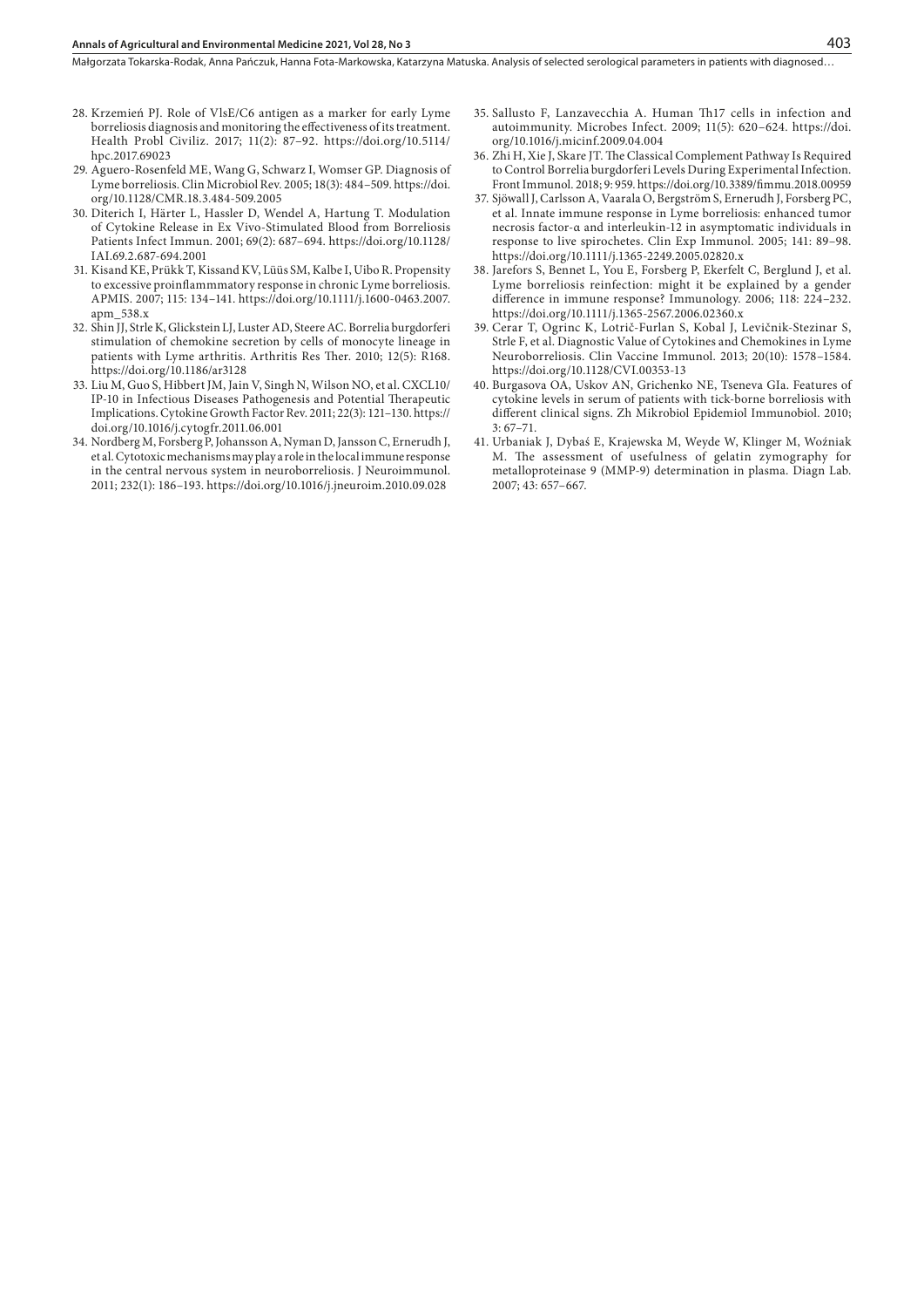28. Krzemień PJ. Role of VlsE/C6 antigen as a marker for early Lyme borreliosis diagnosis and monitoring the effectiveness of its treatment. Health Probl Civiliz. 2017; 11(2): 87–92. https://doi.org/10.5114/hpc.2017.69023
29. Aguero-Rosenfeld ME, Wang G, Schwarz I, Womser GP. Diagnosis of Lyme borreliosis. Clin Microbiol Rev. 2005; 18(3): 484–509. https://doi.org/10.1128/CMR.18.3.484-509.2005
30. Diterich I, Härter L, Hassler D, Wendel A, Hartung T. Modulation of Cytokine Release in Ex Vivo-Stimulated Blood from Borreliosis Patients Infect Immun. 2001; 69(2): 687–694. https://doi.org/10.1128/IAI.69.2.687-694.2001
31. Kisand KE, Prükk T, Kissand KV, Lüüs SM, Kalbe I, Uibo R. Propensity to excessive proinflammmatory response in chronic Lyme borreliosis. APMIS. 2007; 115: 134–141. https://doi.org/10.1111/j.1600-0463.2007.apm_538.x
32. Shin JJ, Strle K, Glickstein LJ, Luster AD, Steere AC. Borrelia burgdorferi stimulation of chemokine secretion by cells of monocyte lineage in patients with Lyme arthritis. Arthritis Res Ther. 2010; 12(5): R168. https://doi.org/10.1186/ar3128
33. Liu M, Guo S, Hibbert JM, Jain V, Singh N, Wilson NO, et al. CXCL10/IP-10 in Infectious Diseases Pathogenesis and Potential Therapeutic Implications. Cytokine Growth Factor Rev. 2011; 22(3): 121–130. https://doi.org/10.1016/j.cytogfr.2011.06.001
34. Nordberg M, Forsberg P, Johansson A, Nyman D, Jansson C, Ernerudh J, et al. Cytotoxic mechanisms may play a role in the local immune response in the central nervous system in neuroborreliosis. J Neuroimmunol. 2011; 232(1): 186–193. https://doi.org/10.1016/j.jneuroim.2010.09.028
35. Sallusto F, Lanzavecchia A. Human Th17 cells in infection and autoimmunity. Microbes Infect. 2009; 11(5): 620–624. https://doi.org/10.1016/j.micinf.2009.04.004
36. Zhi H, Xie J, Skare JT. The Classical Complement Pathway Is Required to Control Borrelia burgdorferi Levels During Experimental Infection. Front Immunol. 2018; 9: 959. https://doi.org/10.3389/fimmu.2018.00959
37. Sjöwall J, Carlsson A, Vaarala O, Bergström S, Ernerudh J, Forsberg PC, et al. Innate immune response in Lyme borreliosis: enhanced tumor necrosis factor-α and interleukin-12 in asymptomatic individuals in response to live spirochetes. Clin Exp Immunol. 2005; 141: 89–98. https://doi.org/10.1111/j.1365-2249.2005.02820.x
38. Jarefors S, Bennet L, You E, Forsberg P, Ekerfelt C, Berglund J, et al. Lyme borreliosis reinfection: might it be explained by a gender difference in immune response? Immunology. 2006; 118: 224–232. https://doi.org/10.1111/j.1365-2567.2006.02360.x
39. Cerar T, Ogrinc K, Lotrič-Furlan S, Kobal J, Levičnik-Stezinar S, Strle F, et al. Diagnostic Value of Cytokines and Chemokines in Lyme Neuroborreliosis. Clin Vaccine Immunol. 2013; 20(10): 1578–1584. https://doi.org/10.1128/CVI.00353-13
40. Burgasova OA, Uskov AN, Grichenko NE, Tseneva GIa. Features of cytokine levels in serum of patients with tick-borne borreliosis with different clinical signs. Zh Mikrobiol Epidemiol Immunobiol. 2010; 3: 67–71.
41. Urbaniak J, Dybaś E, Krajewska M, Weyde W, Klinger M, Woźniak M. The assessment of usefulness of gelatin zymography for metalloproteinase 9 (MMP-9) determination in plasma. Diagn Lab. 2007; 43: 657–667.